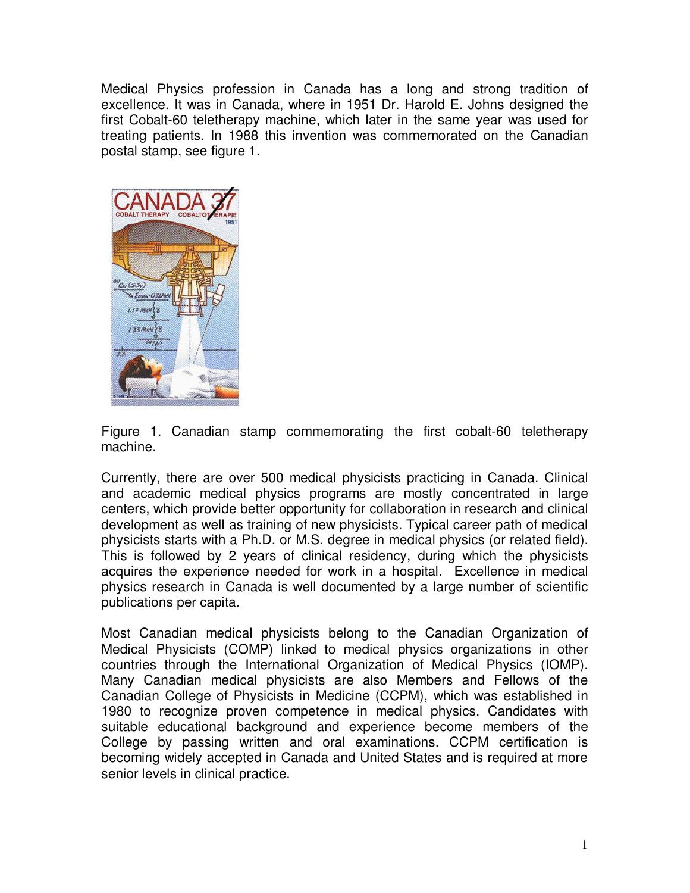Medical Physics profession in Canada has a long and strong tradition of excellence. It was in Canada, where in 1951 Dr. Harold E. Johns designed the first Cobalt-60 teletherapy machine, which later in the same year was used for treating patients. In 1988 this invention was commemorated on the Canadian postal stamp, see figure 1.

Figure 1. Canadian stamp commemorating the first cobalt-60 teletherapy machine.

Currently, there are over 500 medical physicists practicing in Canada. Clinical and academic medical physics programs are mostly concentrated in large centers, which provide better opportunity for collaboration in research and clinical development as well as training of new physicists. Typical career path of medical physicists starts with a Ph.D. or M.S. degree in medical physics (or related field). This is followed by 2 years of clinical residency, during which the physicists acquires the experience needed for work in a hospital. Excellence in medical physics research in Canada is well documented by a large number of scientific publications per capita.

Most Canadian medical physicists belong to the Canadian Organization of Medical Physicists (COMP) linked to medical physics organizations in other countries through the International Organization of Medical Physics (IOMP). Many Canadian medical physicists are also Members and Fellows of the Canadian College of Physicists in Medicine (CCPM), which was established in 1980 to recognize proven competence in medical physics. Candidates with suitable educational background and experience become members of the College by passing written and oral examinations. CCPM certification is becoming widely accepted in Canada and United States and is required at more senior levels in clinical practice.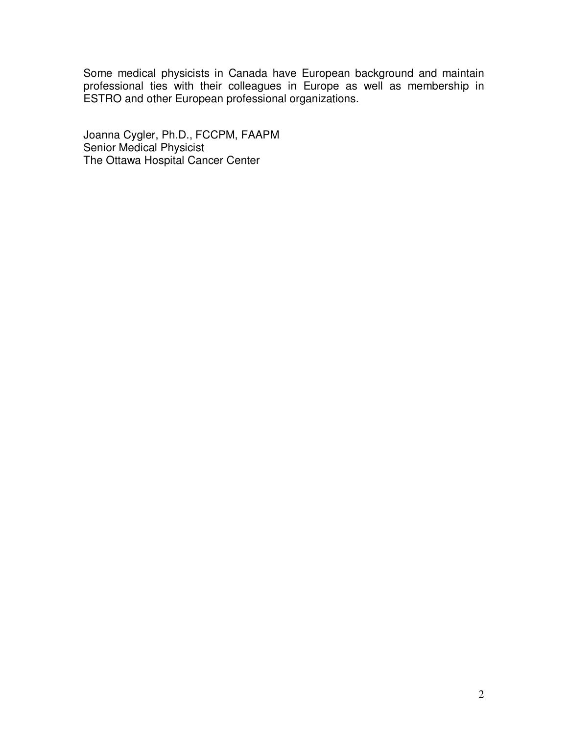Some medical physicists in Canada have European background and maintain professional ties with their colleagues in Europe as well as membership in ESTRO and other European professional organizations.

Joanna Cygler, Ph.D., FCCPM, FAAPM
Senior Medical Physicist
The Ottawa Hospital Cancer Center